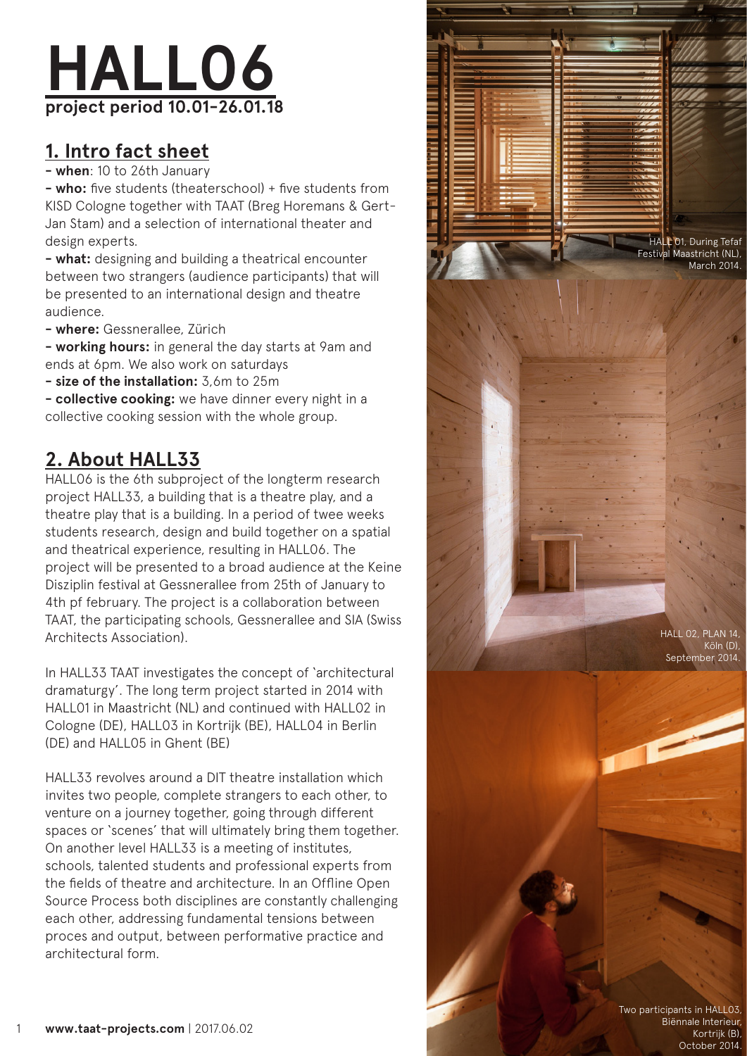# HALL06

**project period 10.01-26.01.18**

## 1. Intro fact sheet

- **when**: 10 to 26th January
- **who:** five students (theaterschool) + five students from KISD Cologne together with TAAT (Breg Horemans & Gert-Jan Stam) and a selection of international theater and design experts.
- **what:** designing and building a theatrical encounter between two strangers (audience participants) that will be presented to an international design and theatre audience.
- **where:** Gessnerallee, Zürich
- **working hours:** in general the day starts at 9am and ends at 6pm. We also work on saturdays
- **size of the installation:** 3,6m to 25m
- **collective cooking:** we have dinner every night in a collective cooking session with the whole group.

## 2. About HALL33

HALL06 is the 6th subproject of the longterm research project HALL33, a building that is a theatre play, and a theatre play that is a building. In a period of twee weeks students research, design and build together on a spatial and theatrical experience, resulting in HALL06. The project will be presented to a broad audience at the Keine Disziplin festival at Gessnerallee from 25th of January to 4th pf february. The project is a collaboration between TAAT, the participating schools, Gessnerallee and SIA (Swiss Architects Association).

In HALL33 TAAT investigates the concept of 'architectural dramaturgy'. The long term project started in 2014 with HALL01 in Maastricht (NL) and continued with HALL02 in Cologne (DE), HALL03 in Kortrijk (BE), HALL04 in Berlin (DE) and HALL05 in Ghent (BE)

HALL33 revolves around a DIT theatre installation which invites two people, complete strangers to each other, to venture on a journey together, going through different spaces or 'scenes' that will ultimately bring them together. On another level HALL33 is a meeting of institutes, schools, talented students and professional experts from the fields of theatre and architecture. In an Offline Open Source Process both disciplines are constantly challenging each other, addressing fundamental tensions between proces and output, between performative practice and architectural form.

HALL 01, During Tefaf Festival Maastricht (NL), March 2014.

HALL 02, PLAN 14, Köln (D), September 2014.

Two participants in HALL03, Biënnale Interieur, Kortrijk (B). October 2014.

**www.taat-projects.com** | 2017.06.02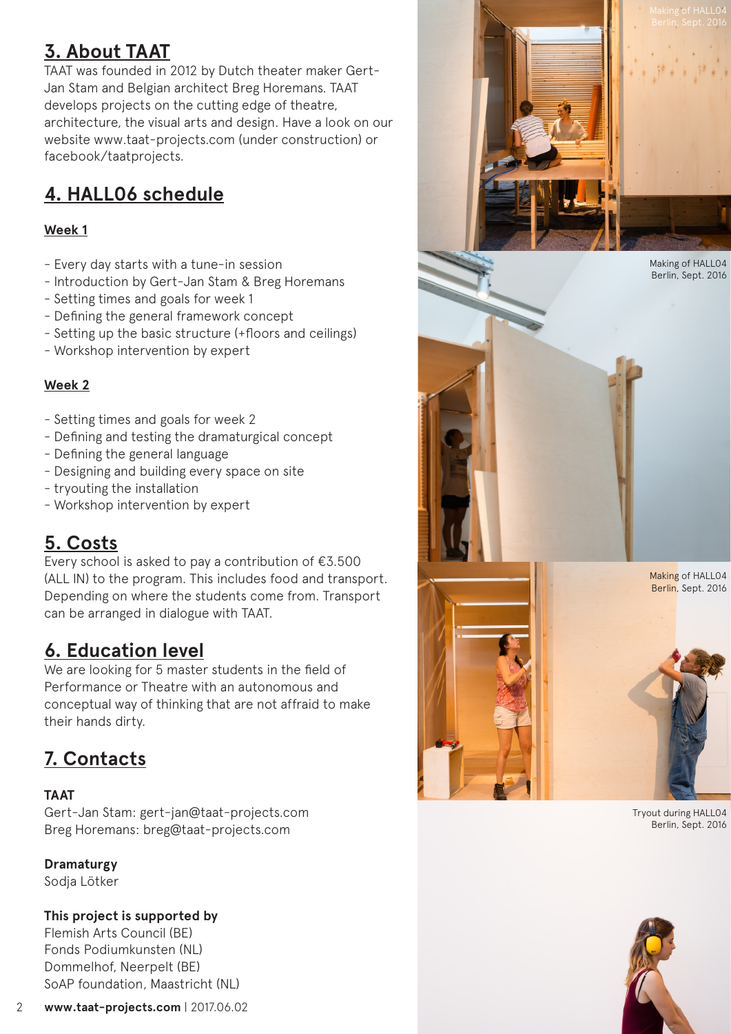## 3. About TAAT

TAAT was founded in 2012 by Dutch theater maker Gert-Jan Stam and Belgian architect Breg Horemans. TAAT develops projects on the cutting edge of theatre, architecture, the visual arts and design. Have a look on our website www.taat-projects.com (under construction) or facebook/taatprojects.

## 4. HALL06 schedule

**Week 1**

- Every day starts with a tune-in session
- Introduction by Gert-Jan Stam & Breg Horemans
- Setting times and goals for week 1
- Defining the general framework concept
- Setting up the basic structure (+floors and ceilings)
- Workshop intervention by expert

**Week 2**

- Setting times and goals for week 2
- Defining and testing the dramaturgical concept
- Defining the general language
- Designing and building every space on site
- tryouting the installation
- Workshop intervention by expert

## 5. Costs

Every school is asked to pay a contribution of €3.500 (ALL IN) to the program. This includes food and transport. Depending on where the students come from. Transport can be arranged in dialogue with TAAT.

## 6. Education level

We are looking for 5 master students in the field of Performance or Theatre with an autonomous and conceptual way of thinking that are not affraid to make their hands dirty.

## 7. Contacts

**TAAT**
Gert-Jan Stam: gert-jan@taat-projects.com
Breg Horemans: breg@taat-projects.com

**Dramaturgy**
Sodja Lötker

**This project is supported by**
Flemish Arts Council (BE)
Fonds Podiumkunsten (NL)
Dommelhof, Neerpelt (BE)
SoAP foundation, Maastricht (NL)

Making of HALL04
Berlin, Sept. 2016

Making of HALL04
Berlin, Sept. 2016

Making of HALL04
Berlin, Sept. 2016

Tryout during HALL04
Berlin, Sept. 2016